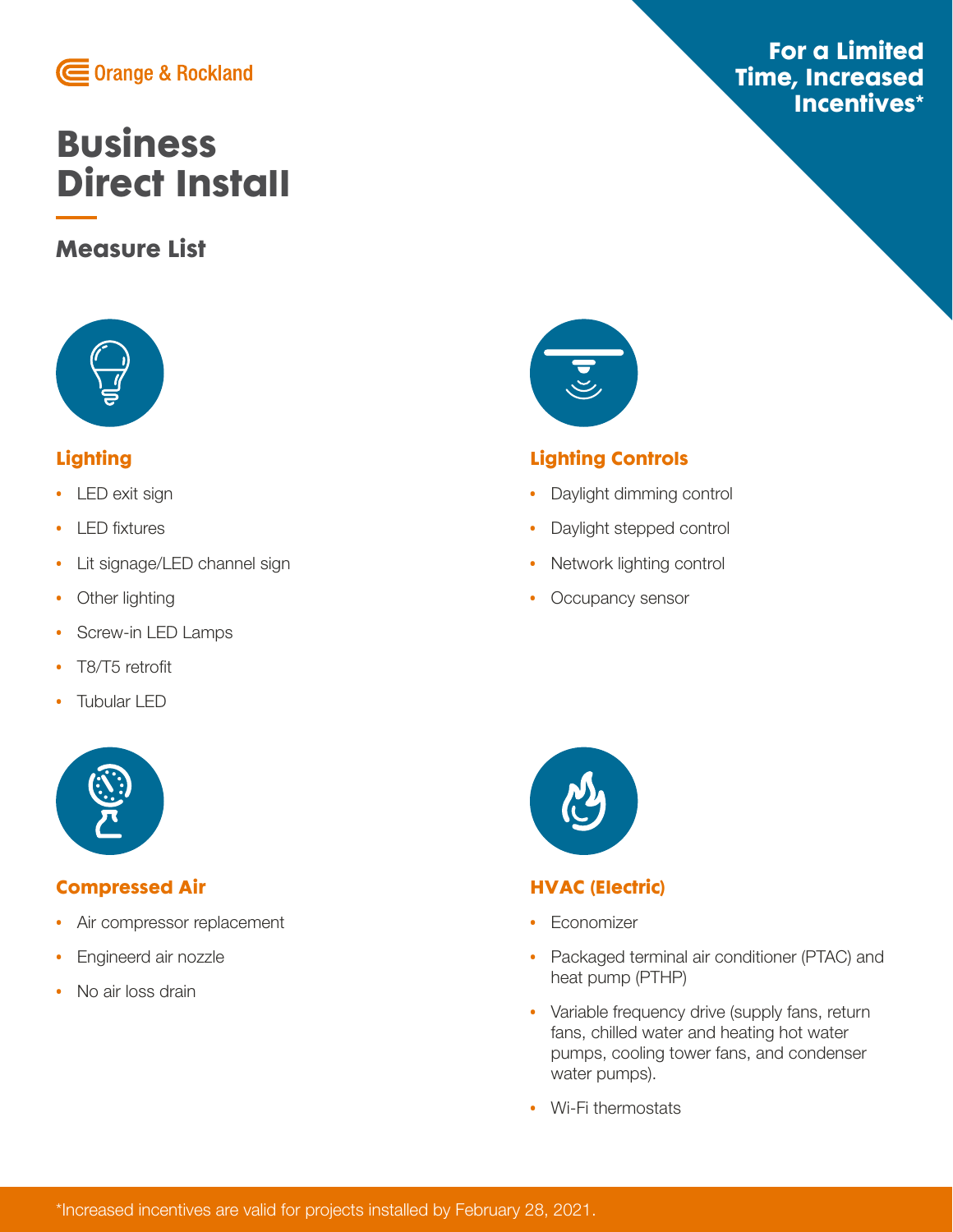Orange & Rockland

**For a Limited Time, Increased Incentives***

# Business Direct Install

## Measure List

### Lighting

- LED exit sign
- LED fixtures
- Lit signage/LED channel sign
- Other lighting
- Screw-in LED Lamps
- T8/T5 retrofit
- Tubular LED

### Lighting Controls

- Daylight dimming control
- Daylight stepped control
- Network lighting control
- Occupancy sensor

### Compressed Air

- Air compressor replacement
- Engineerd air nozzle
- No air loss drain

### HVAC (Electric)

- Economizer
- Packaged terminal air conditioner (PTAC) and heat pump (PTHP)
- Variable frequency drive (supply fans, return fans, chilled water and heating hot water pumps, cooling tower fans, and condenser water pumps).
- Wi-Fi thermostats

*Increased incentives are valid for projects installed by February 28, 2021.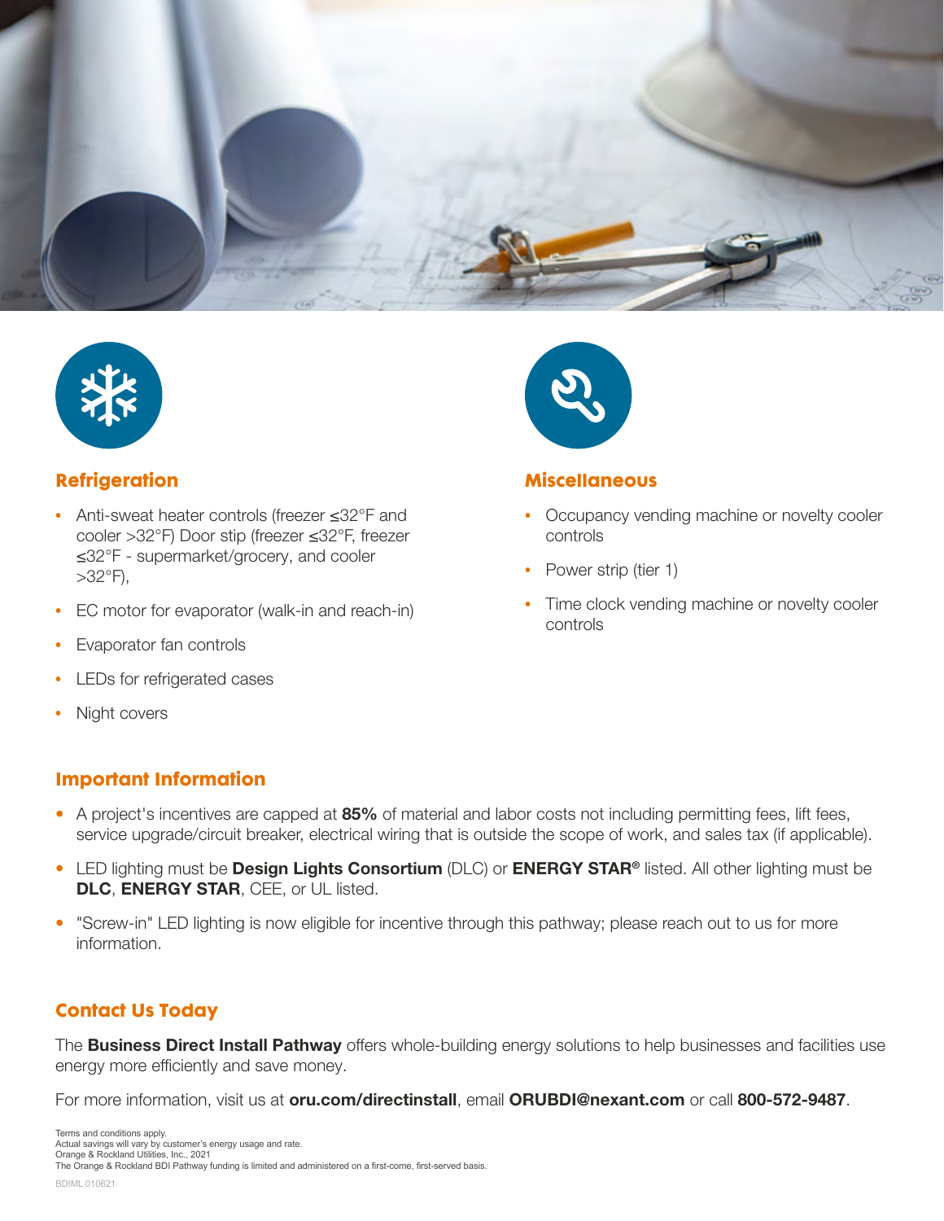## Refrigeration

- Anti-sweat heater controls (freezer ≤32°F and cooler >32°F) Door stip (freezer ≤32°F, freezer ≤32°F - supermarket/grocery, and cooler >32°F),
- EC motor for evaporator (walk-in and reach-in)
- Evaporator fan controls
- LEDs for refrigerated cases
- Night covers

## Miscellaneous

- Occupancy vending machine or novelty cooler controls
- Power strip (tier 1)
- Time clock vending machine or novelty cooler controls

## Important Information

- A project's incentives are capped at **85%** of material and labor costs not including permitting fees, lift fees, service upgrade/circuit breaker, electrical wiring that is outside the scope of work, and sales tax (if applicable).
- LED lighting must be **Design Lights Consortium** (DLC) or **ENERGY STAR®** listed. All other lighting must be **DLC**, **ENERGY STAR**, CEE, or UL listed.
- "Screw-in" LED lighting is now eligible for incentive through this pathway; please reach out to us for more information.

## Contact Us Today

The **Business Direct Install Pathway** offers whole-building energy solutions to help businesses and facilities use energy more efficiently and save money.

For more information, visit us at **oru.com/directinstall**, email **ORUBDI@nexant.com** or call **800-572-9487**.

Terms and conditions apply.
Actual savings will vary by customer's energy usage and rate.
Orange & Rockland Utilities, Inc., 2021
The Orange & Rockland BDI Pathway funding is limited and administered on a first-come, first-served basis.

BDIML 010621